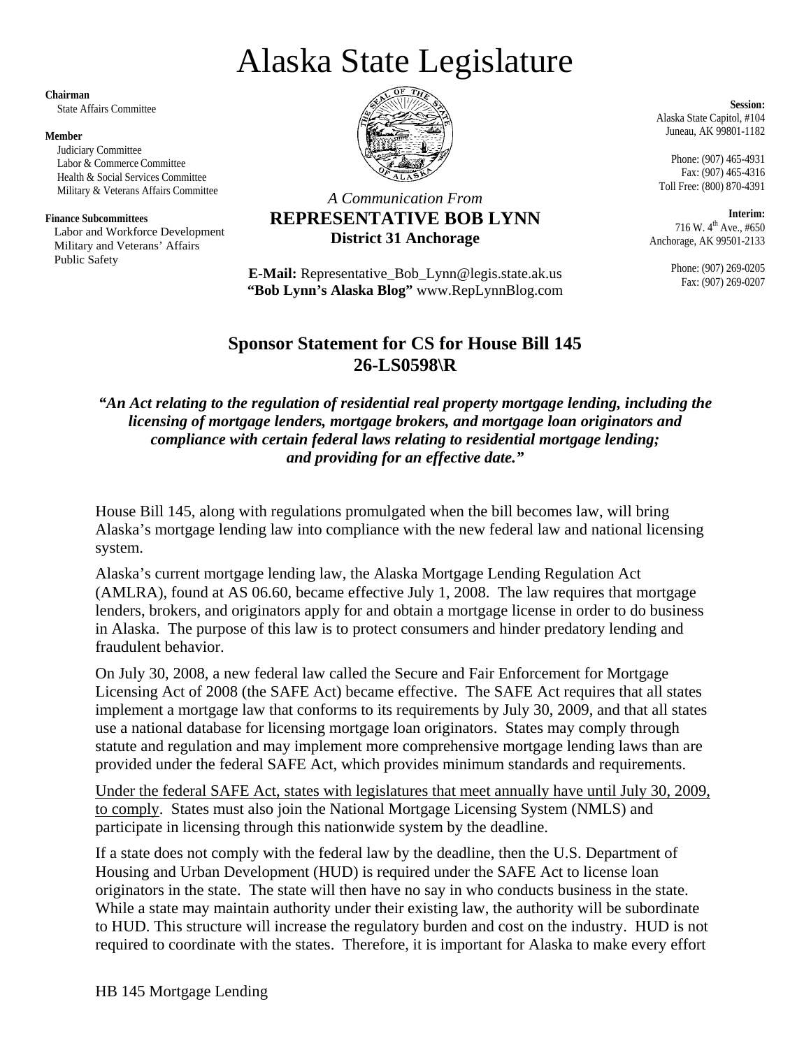# Alaska State Legislature

**Chairman**
State Affairs Committee

**Member**
Judiciary Committee
Labor & Commerce Committee
Health & Social Services Committee
Military & Veterans Affairs Committee

**Finance Subcommittees**
Labor and Workforce Development
Military and Veterans' Affairs
Public Safety

*A Communication From*
**REPRESENTATIVE BOB LYNN**
**District 31 Anchorage**

**E-Mail:** Representative_Bob_Lynn@legis.state.ak.us
**"Bob Lynn's Alaska Blog"** www.RepLynnBlog.com

**Session:**
Alaska State Capitol, #104
Juneau, AK 99801-1182

Phone: (907) 465-4931
Fax: (907) 465-4316
Toll Free: (800) 870-4391

**Interim:**
716 W. 4th Ave., #650
Anchorage, AK 99501-2133

Phone: (907) 269-0205
Fax: (907) 269-0207

## Sponsor Statement for CS for House Bill 145
## 26-LS0598\R

***"An Act relating to the regulation of residential real property mortgage lending, including the licensing of mortgage lenders, mortgage brokers, and mortgage loan originators and compliance with certain federal laws relating to residential mortgage lending; and providing for an effective date."***

House Bill 145, along with regulations promulgated when the bill becomes law, will bring Alaska's mortgage lending law into compliance with the new federal law and national licensing system.

Alaska's current mortgage lending law, the Alaska Mortgage Lending Regulation Act (AMLRA), found at AS 06.60, became effective July 1, 2008. The law requires that mortgage lenders, brokers, and originators apply for and obtain a mortgage license in order to do business in Alaska. The purpose of this law is to protect consumers and hinder predatory lending and fraudulent behavior.

On July 30, 2008, a new federal law called the Secure and Fair Enforcement for Mortgage Licensing Act of 2008 (the SAFE Act) became effective. The SAFE Act requires that all states implement a mortgage law that conforms to its requirements by July 30, 2009, and that all states use a national database for licensing mortgage loan originators. States may comply through statute and regulation and may implement more comprehensive mortgage lending laws than are provided under the federal SAFE Act, which provides minimum standards and requirements.

<u>Under the federal SAFE Act, states with legislatures that meet annually have until July 30, 2009, to comply</u>. States must also join the National Mortgage Licensing System (NMLS) and participate in licensing through this nationwide system by the deadline.

If a state does not comply with the federal law by the deadline, then the U.S. Department of Housing and Urban Development (HUD) is required under the SAFE Act to license loan originators in the state. The state will then have no say in who conducts business in the state. While a state may maintain authority under their existing law, the authority will be subordinate to HUD. This structure will increase the regulatory burden and cost on the industry. HUD is not required to coordinate with the states. Therefore, it is important for Alaska to make every effort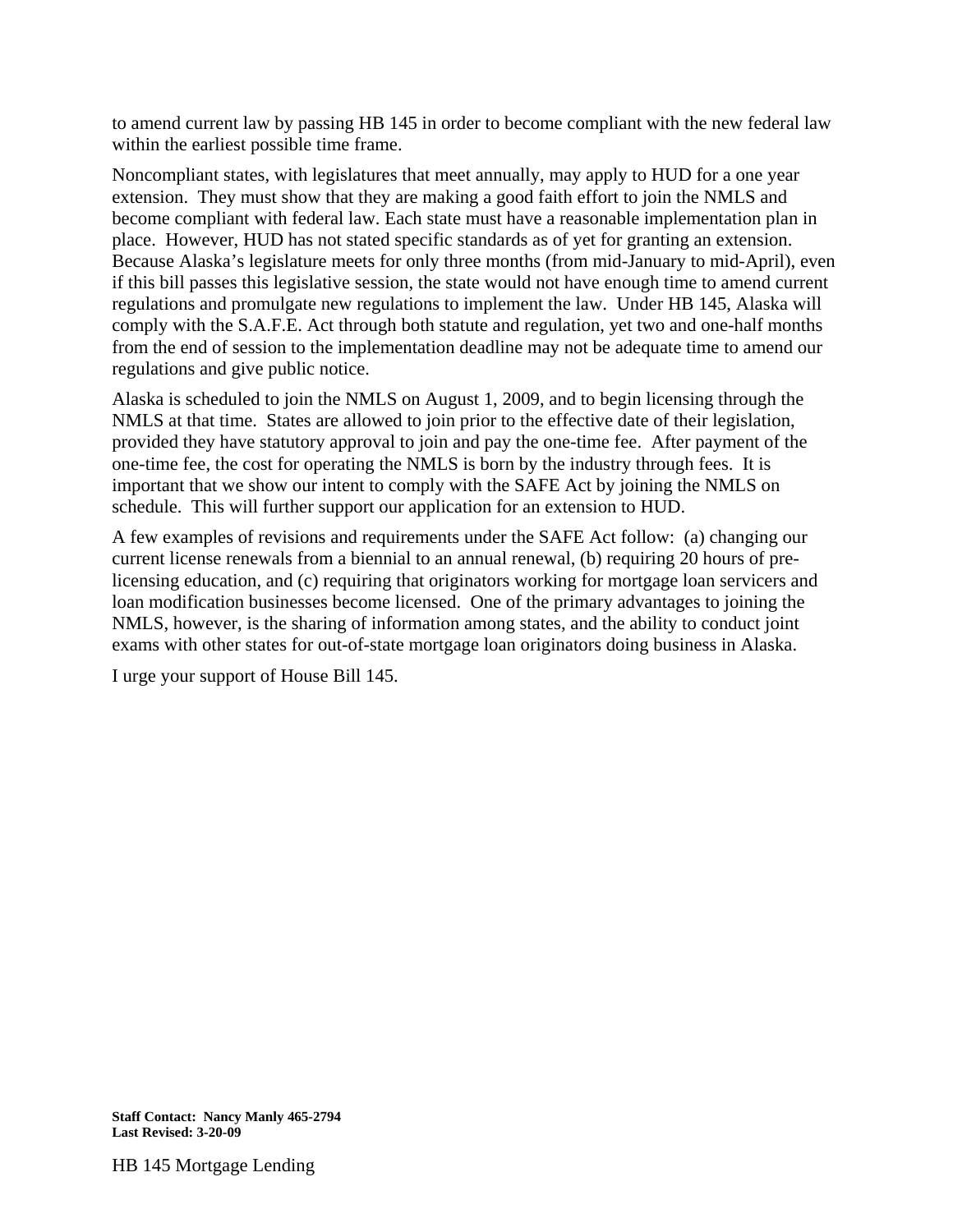to amend current law by passing HB 145 in order to become compliant with the new federal law within the earliest possible time frame.

Noncompliant states, with legislatures that meet annually, may apply to HUD for a one year extension. They must show that they are making a good faith effort to join the NMLS and become compliant with federal law. Each state must have a reasonable implementation plan in place. However, HUD has not stated specific standards as of yet for granting an extension. Because Alaska's legislature meets for only three months (from mid-January to mid-April), even if this bill passes this legislative session, the state would not have enough time to amend current regulations and promulgate new regulations to implement the law. Under HB 145, Alaska will comply with the S.A.F.E. Act through both statute and regulation, yet two and one-half months from the end of session to the implementation deadline may not be adequate time to amend our regulations and give public notice.

Alaska is scheduled to join the NMLS on August 1, 2009, and to begin licensing through the NMLS at that time. States are allowed to join prior to the effective date of their legislation, provided they have statutory approval to join and pay the one-time fee. After payment of the one-time fee, the cost for operating the NMLS is born by the industry through fees. It is important that we show our intent to comply with the SAFE Act by joining the NMLS on schedule. This will further support our application for an extension to HUD.

A few examples of revisions and requirements under the SAFE Act follow: (a) changing our current license renewals from a biennial to an annual renewal, (b) requiring 20 hours of pre-licensing education, and (c) requiring that originators working for mortgage loan servicers and loan modification businesses become licensed. One of the primary advantages to joining the NMLS, however, is the sharing of information among states, and the ability to conduct joint exams with other states for out-of-state mortgage loan originators doing business in Alaska.

I urge your support of House Bill 145.

**Staff Contact: Nancy Manly 465-2794**
**Last Revised: 3-20-09**